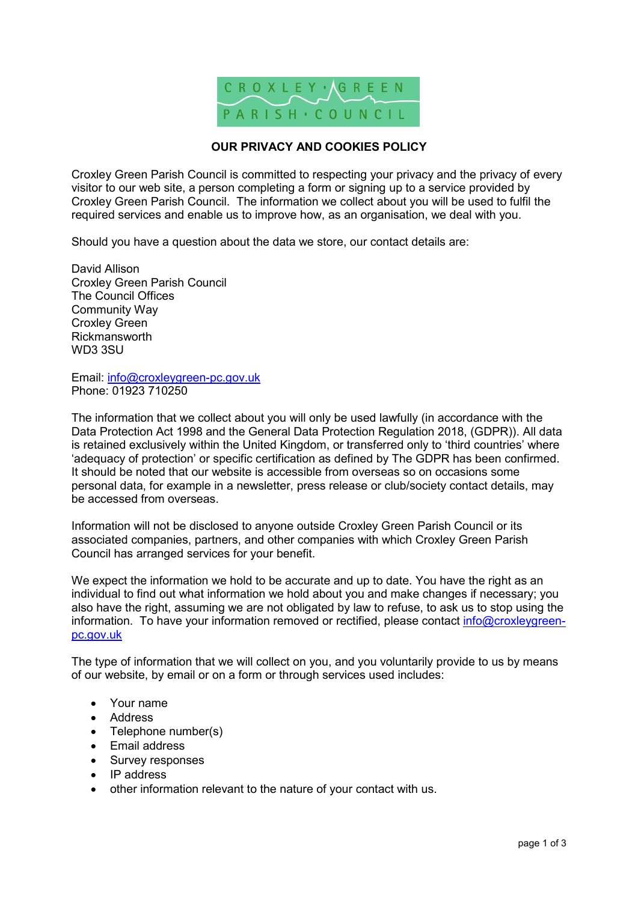CROXLEY · GREEN
PARISH · COUNCIL

## OUR PRIVACY AND COOKIES POLICY

Croxley Green Parish Council is committed to respecting your privacy and the privacy of every visitor to our web site, a person completing a form or signing up to a service provided by Croxley Green Parish Council. The information we collect about you will be used to fulfil the required services and enable us to improve how, as an organisation, we deal with you.

Should you have a question about the data we store, our contact details are:

David Allison
Croxley Green Parish Council
The Council Offices
Community Way
Croxley Green
Rickmansworth
WD3 3SU

Email: info@croxleygreen-pc.gov.uk
Phone: 01923 710250

The information that we collect about you will only be used lawfully (in accordance with the Data Protection Act 1998 and the General Data Protection Regulation 2018, (GDPR)). All data is retained exclusively within the United Kingdom, or transferred only to 'third countries' where 'adequacy of protection' or specific certification as defined by The GDPR has been confirmed. It should be noted that our website is accessible from overseas so on occasions some personal data, for example in a newsletter, press release or club/society contact details, may be accessed from overseas.

Information will not be disclosed to anyone outside Croxley Green Parish Council or its associated companies, partners, and other companies with which Croxley Green Parish Council has arranged services for your benefit.

We expect the information we hold to be accurate and up to date. You have the right as an individual to find out what information we hold about you and make changes if necessary; you also have the right, assuming we are not obligated by law to refuse, to ask us to stop using the information. To have your information removed or rectified, please contact info@croxleygreen-pc.gov.uk

The type of information that we will collect on you, and you voluntarily provide to us by means of our website, by email or on a form or through services used includes:

- Your name
- Address
- Telephone number(s)
- Email address
- Survey responses
- IP address
- other information relevant to the nature of your contact with us.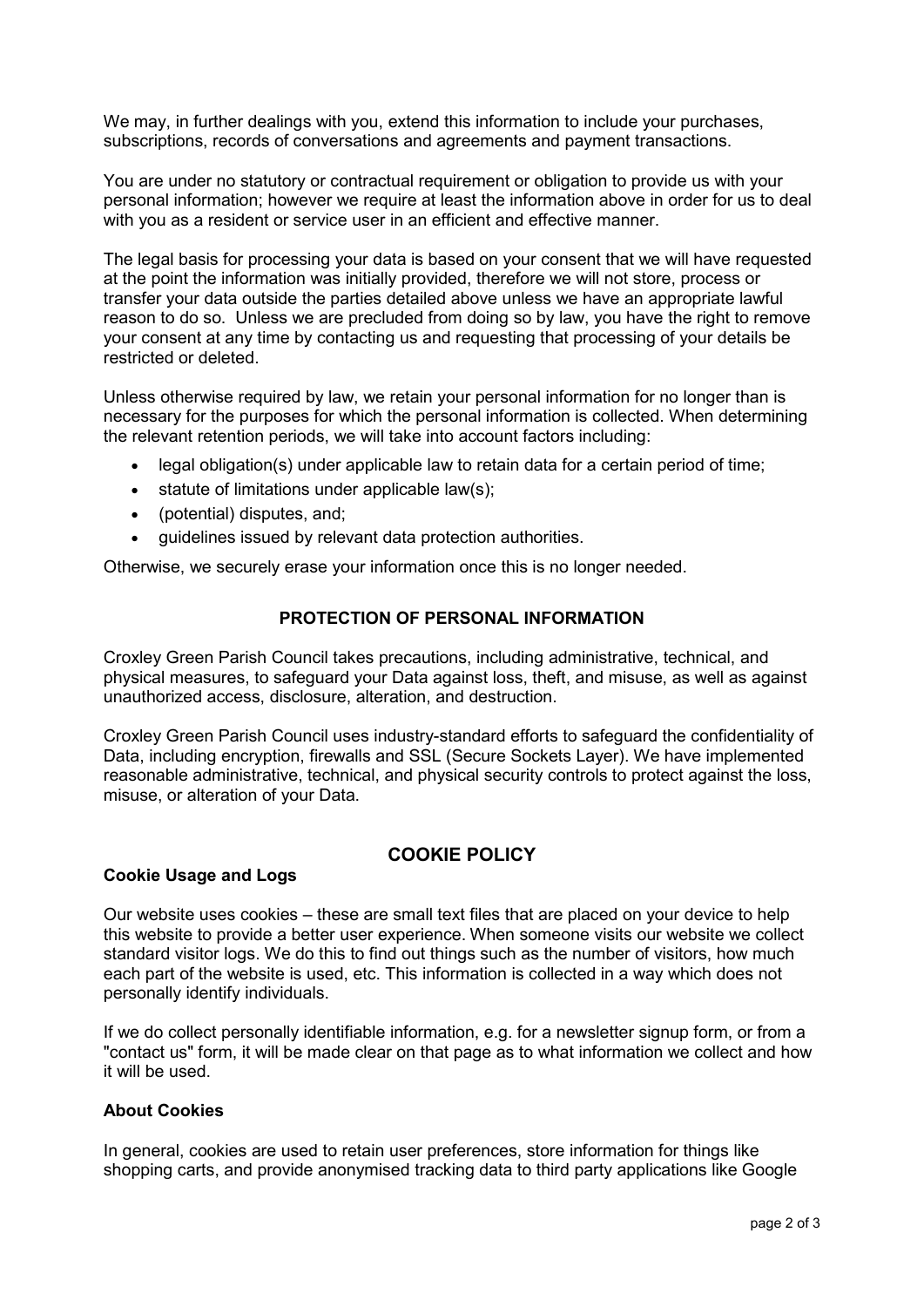We may, in further dealings with you, extend this information to include your purchases, subscriptions, records of conversations and agreements and payment transactions.

You are under no statutory or contractual requirement or obligation to provide us with your personal information; however we require at least the information above in order for us to deal with you as a resident or service user in an efficient and effective manner.

The legal basis for processing your data is based on your consent that we will have requested at the point the information was initially provided, therefore we will not store, process or transfer your data outside the parties detailed above unless we have an appropriate lawful reason to do so. Unless we are precluded from doing so by law, you have the right to remove your consent at any time by contacting us and requesting that processing of your details be restricted or deleted.

Unless otherwise required by law, we retain your personal information for no longer than is necessary for the purposes for which the personal information is collected. When determining the relevant retention periods, we will take into account factors including:

- legal obligation(s) under applicable law to retain data for a certain period of time;
- statute of limitations under applicable law(s);
- (potential) disputes, and;
- guidelines issued by relevant data protection authorities.

Otherwise, we securely erase your information once this is no longer needed.

## PROTECTION OF PERSONAL INFORMATION

Croxley Green Parish Council takes precautions, including administrative, technical, and physical measures, to safeguard your Data against loss, theft, and misuse, as well as against unauthorized access, disclosure, alteration, and destruction.

Croxley Green Parish Council uses industry-standard efforts to safeguard the confidentiality of Data, including encryption, firewalls and SSL (Secure Sockets Layer). We have implemented reasonable administrative, technical, and physical security controls to protect against the loss, misuse, or alteration of your Data.

## COOKIE POLICY

### Cookie Usage and Logs

Our website uses cookies – these are small text files that are placed on your device to help this website to provide a better user experience. When someone visits our website we collect standard visitor logs. We do this to find out things such as the number of visitors, how much each part of the website is used, etc. This information is collected in a way which does not personally identify individuals.

If we do collect personally identifiable information, e.g. for a newsletter signup form, or from a "contact us" form, it will be made clear on that page as to what information we collect and how it will be used.

### About Cookies

In general, cookies are used to retain user preferences, store information for things like shopping carts, and provide anonymised tracking data to third party applications like Google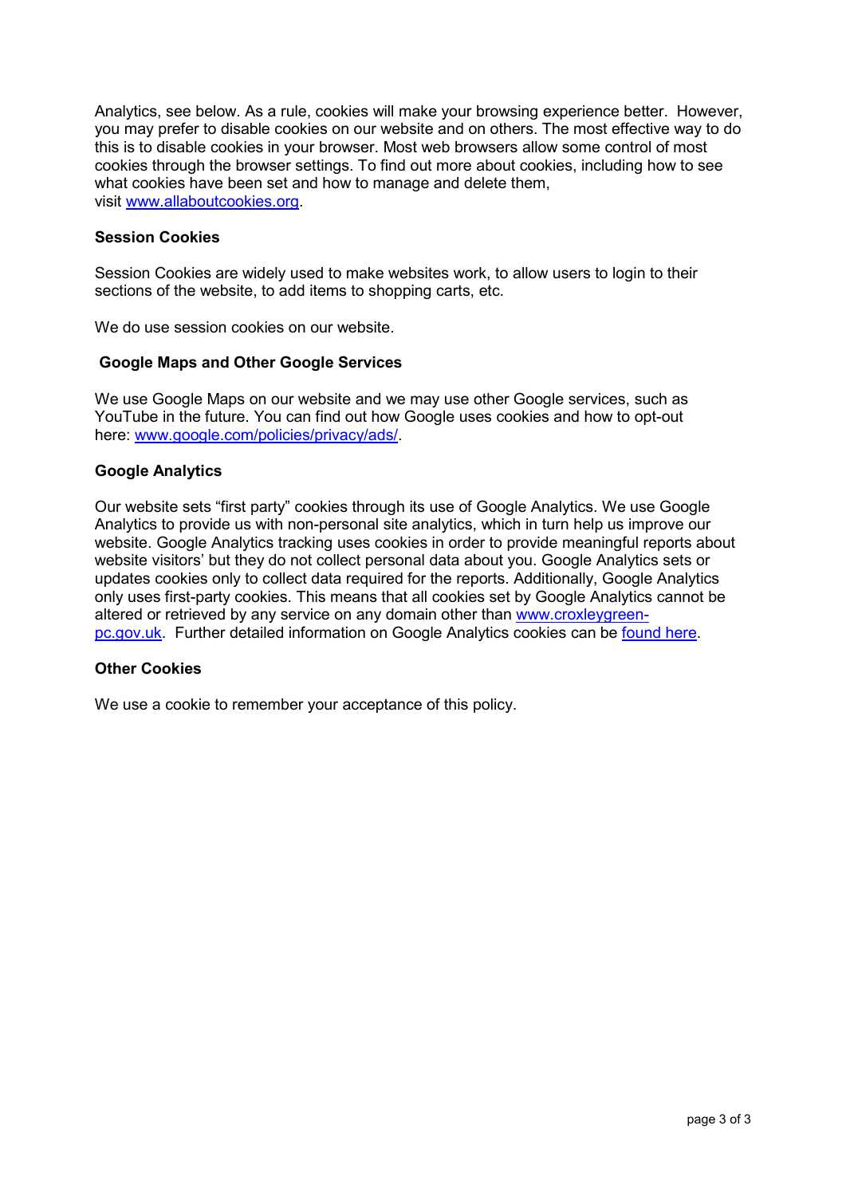Analytics, see below. As a rule, cookies will make your browsing experience better. However, you may prefer to disable cookies on our website and on others. The most effective way to do this is to disable cookies in your browser. Most web browsers allow some control of most cookies through the browser settings. To find out more about cookies, including how to see what cookies have been set and how to manage and delete them, visit [www.allaboutcookies.org](http://www.allaboutcookies.org).

**Session Cookies**

Session Cookies are widely used to make websites work, to allow users to login to their sections of the website, to add items to shopping carts, etc.

We do use session cookies on our website.

**Google Maps and Other Google Services**

We use Google Maps on our website and we may use other Google services, such as YouTube in the future. You can find out how Google uses cookies and how to opt-out here: [www.google.com/policies/privacy/ads/](http://www.google.com/policies/privacy/ads/).

**Google Analytics**

Our website sets "first party" cookies through its use of Google Analytics. We use Google Analytics to provide us with non-personal site analytics, which in turn help us improve our website. Google Analytics tracking uses cookies in order to provide meaningful reports about website visitors' but they do not collect personal data about you. Google Analytics sets or updates cookies only to collect data required for the reports. Additionally, Google Analytics only uses first-party cookies. This means that all cookies set by Google Analytics cannot be altered or retrieved by any service on any domain other than [www.croxleygreen-pc.gov.uk](http://www.croxleygreen-pc.gov.uk). Further detailed information on Google Analytics cookies can be found here.

**Other Cookies**

We use a cookie to remember your acceptance of this policy.